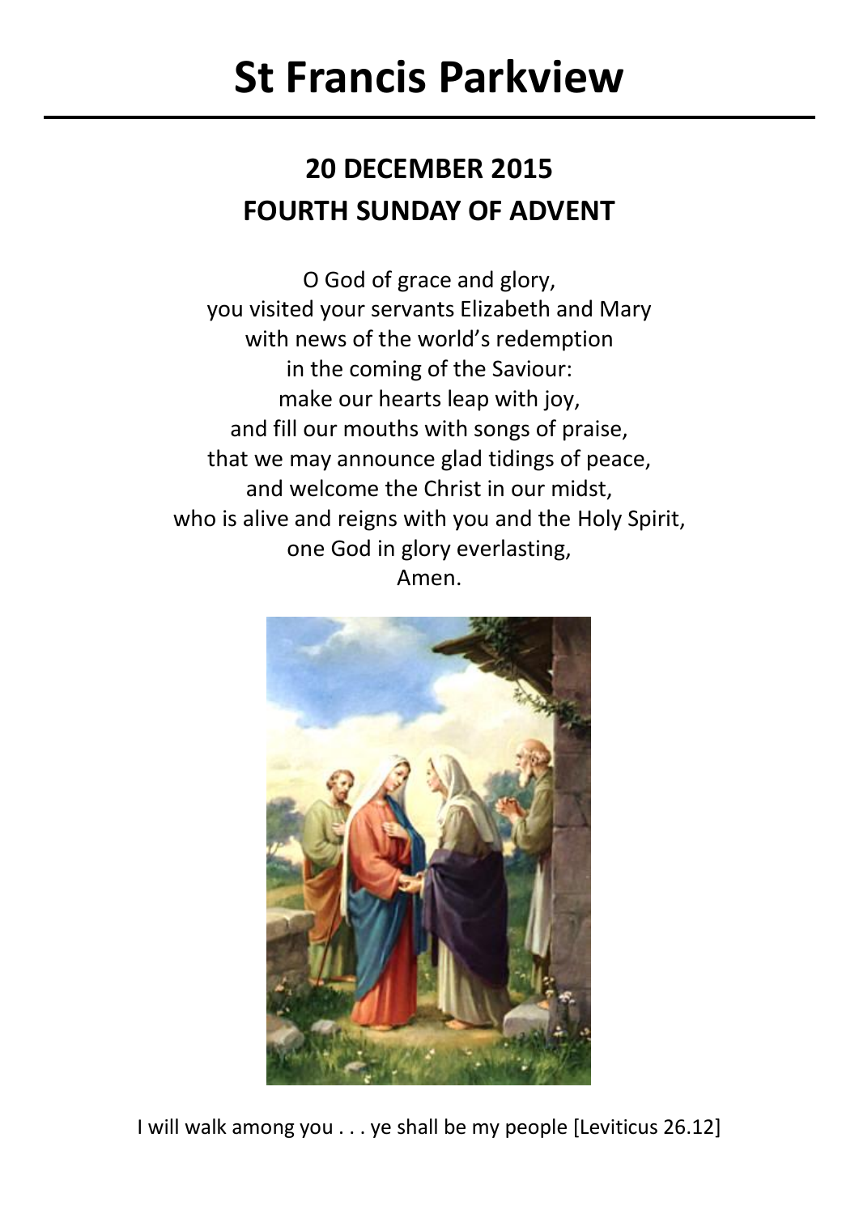# St Francis Parkview

## 20 DECEMBER 2015
## FOURTH SUNDAY OF ADVENT

O God of grace and glory,
you visited your servants Elizabeth and Mary
with news of the world's redemption
in the coming of the Saviour:
make our hearts leap with joy,
and fill our mouths with songs of praise,
that we may announce glad tidings of peace,
and welcome the Christ in our midst,
who is alive and reigns with you and the Holy Spirit,
one God in glory everlasting,
Amen.

I will walk among you . . . ye shall be my people [Leviticus 26.12]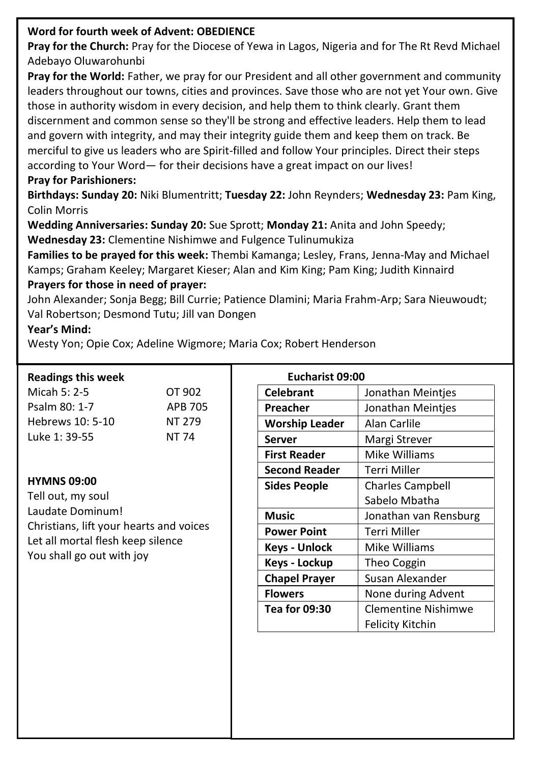**Word for fourth week of Advent: OBEDIENCE**

**Pray for the Church:** Pray for the Diocese of Yewa in Lagos, Nigeria and for The Rt Revd Michael Adebayo Oluwarohunbi

**Pray for the World:** Father, we pray for our President and all other government and community leaders throughout our towns, cities and provinces. Save those who are not yet Your own. Give those in authority wisdom in every decision, and help them to think clearly. Grant them discernment and common sense so they'll be strong and effective leaders. Help them to lead and govern with integrity, and may their integrity guide them and keep them on track. Be merciful to give us leaders who are Spirit-filled and follow Your principles. Direct their steps according to Your Word— for their decisions have a great impact on our lives!

**Pray for Parishioners:**

**Birthdays: Sunday 20:** Niki Blumentritt; **Tuesday 22:** John Reynders; **Wednesday 23:** Pam King, Colin Morris

**Wedding Anniversaries: Sunday 20:** Sue Sprott; **Monday 21:** Anita and John Speedy; **Wednesday 23:** Clementine Nishimwe and Fulgence Tulinumukiza

**Families to be prayed for this week:** Thembi Kamanga; Lesley, Frans, Jenna-May and Michael Kamps; Graham Keeley; Margaret Kieser; Alan and Kim King; Pam King; Judith Kinnaird

**Prayers for those in need of prayer:**

John Alexander; Sonja Begg; Bill Currie; Patience Dlamini; Maria Frahm-Arp; Sara Nieuwoudt; Val Robertson; Desmond Tutu; Jill van Dongen

**Year's Mind:**

Westy Yon; Opie Cox; Adeline Wigmore; Maria Cox; Robert Henderson

**Readings this week**

| | |
|---|---|
| Micah 5: 2-5 | OT 902 |
| Psalm 80: 1-7 | APB 705 |
| Hebrews 10: 5-10 | NT 279 |
| Luke 1: 39-55 | NT 74 |

**HYMNS 09:00**

Tell out, my soul
Laudate Dominum!
Christians, lift your hearts and voices
Let all mortal flesh keep silence
You shall go out with joy

**Eucharist 09:00**

| | |
|---|---|
| **Celebrant** | Jonathan Meintjes |
| **Preacher** | Jonathan Meintjes |
| **Worship Leader** | Alan Carlile |
| **Server** | Margi Strever |
| **First Reader** | Mike Williams |
| **Second Reader** | Terri Miller |
| **Sides People** | Charles Campbell<br>Sabelo Mbatha |
| **Music** | Jonathan van Rensburg |
| **Power Point** | Terri Miller |
| **Keys - Unlock** | Mike Williams |
| **Keys - Lockup** | Theo Coggin |
| **Chapel Prayer** | Susan Alexander |
| **Flowers** | None during Advent |
| **Tea for 09:30** | Clementine Nishimwe<br>Felicity Kitchin |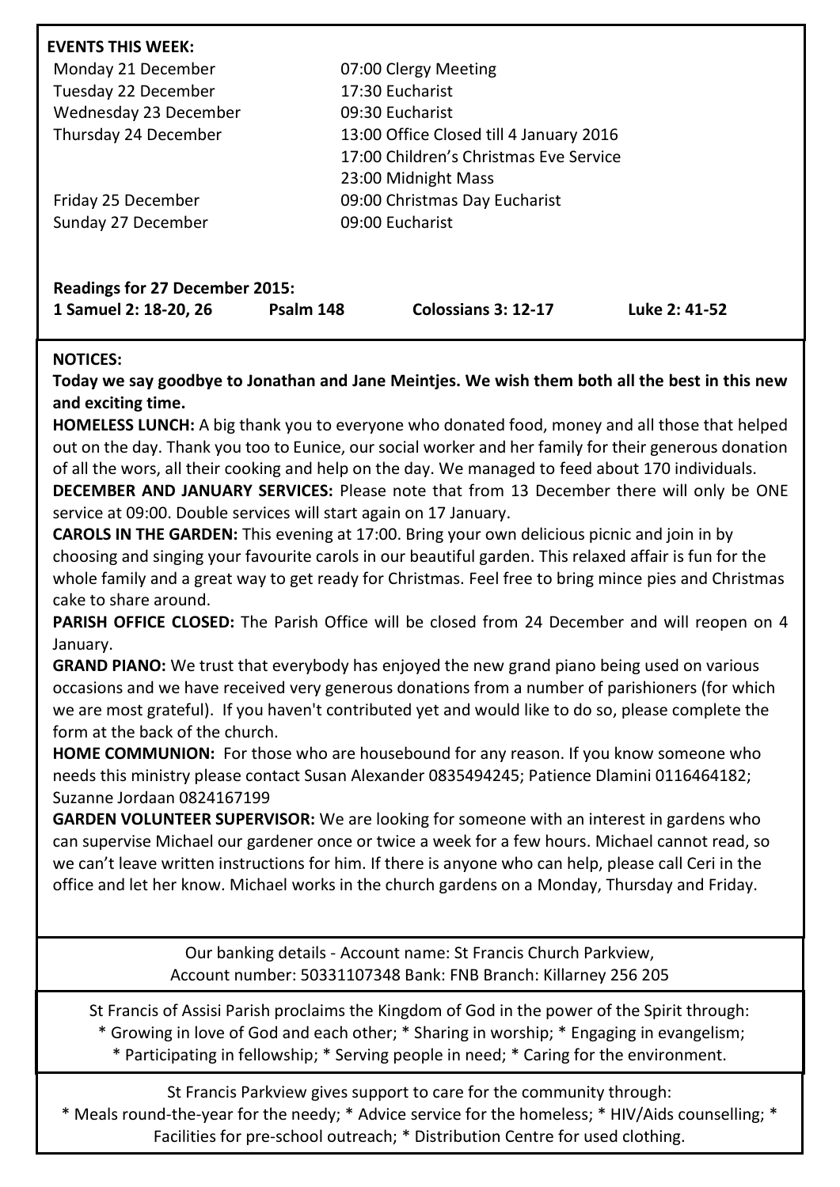**EVENTS THIS WEEK:**

| | |
|---|---|
| Monday 21 December | 07:00 Clergy Meeting |
| Tuesday 22 December | 17:30 Eucharist |
| Wednesday 23 December | 09:30 Eucharist |
| Thursday 24 December | 13:00 Office Closed till 4 January 2016 |
| | 17:00 Children's Christmas Eve Service |
| | 23:00 Midnight Mass |
| Friday 25 December | 09:00 Christmas Day Eucharist |
| Sunday 27 December | 09:00 Eucharist |

**Readings for 27 December 2015:**

**1 Samuel 2: 18-20, 26** **Psalm 148** **Colossians 3: 12-17** **Luke 2: 41-52**

**NOTICES:**

**Today we say goodbye to Jonathan and Jane Meintjes. We wish them both all the best in this new and exciting time.**

**HOMELESS LUNCH:** A big thank you to everyone who donated food, money and all those that helped out on the day. Thank you too to Eunice, our social worker and her family for their generous donation of all the wors, all their cooking and help on the day. We managed to feed about 170 individuals.

**DECEMBER AND JANUARY SERVICES:** Please note that from 13 December there will only be ONE service at 09:00. Double services will start again on 17 January.

**CAROLS IN THE GARDEN:** This evening at 17:00. Bring your own delicious picnic and join in by choosing and singing your favourite carols in our beautiful garden. This relaxed affair is fun for the whole family and a great way to get ready for Christmas. Feel free to bring mince pies and Christmas cake to share around.

**PARISH OFFICE CLOSED:** The Parish Office will be closed from 24 December and will reopen on 4 January.

**GRAND PIANO:** We trust that everybody has enjoyed the new grand piano being used on various occasions and we have received very generous donations from a number of parishioners (for which we are most grateful). If you haven't contributed yet and would like to do so, please complete the form at the back of the church.

**HOME COMMUNION:** For those who are housebound for any reason. If you know someone who needs this ministry please contact Susan Alexander 0835494245; Patience Dlamini 0116464182; Suzanne Jordaan 0824167199

**GARDEN VOLUNTEER SUPERVISOR:** We are looking for someone with an interest in gardens who can supervise Michael our gardener once or twice a week for a few hours. Michael cannot read, so we can't leave written instructions for him. If there is anyone who can help, please call Ceri in the office and let her know. Michael works in the church gardens on a Monday, Thursday and Friday.

Our banking details - Account name: St Francis Church Parkview,
Account number: 50331107348 Bank: FNB Branch: Killarney 256 205

St Francis of Assisi Parish proclaims the Kingdom of God in the power of the Spirit through:
* Growing in love of God and each other; * Sharing in worship; * Engaging in evangelism;
* Participating in fellowship; * Serving people in need; * Caring for the environment.

St Francis Parkview gives support to care for the community through:
* Meals round-the-year for the needy; * Advice service for the homeless; * HIV/Aids counselling; * Facilities for pre-school outreach; * Distribution Centre for used clothing.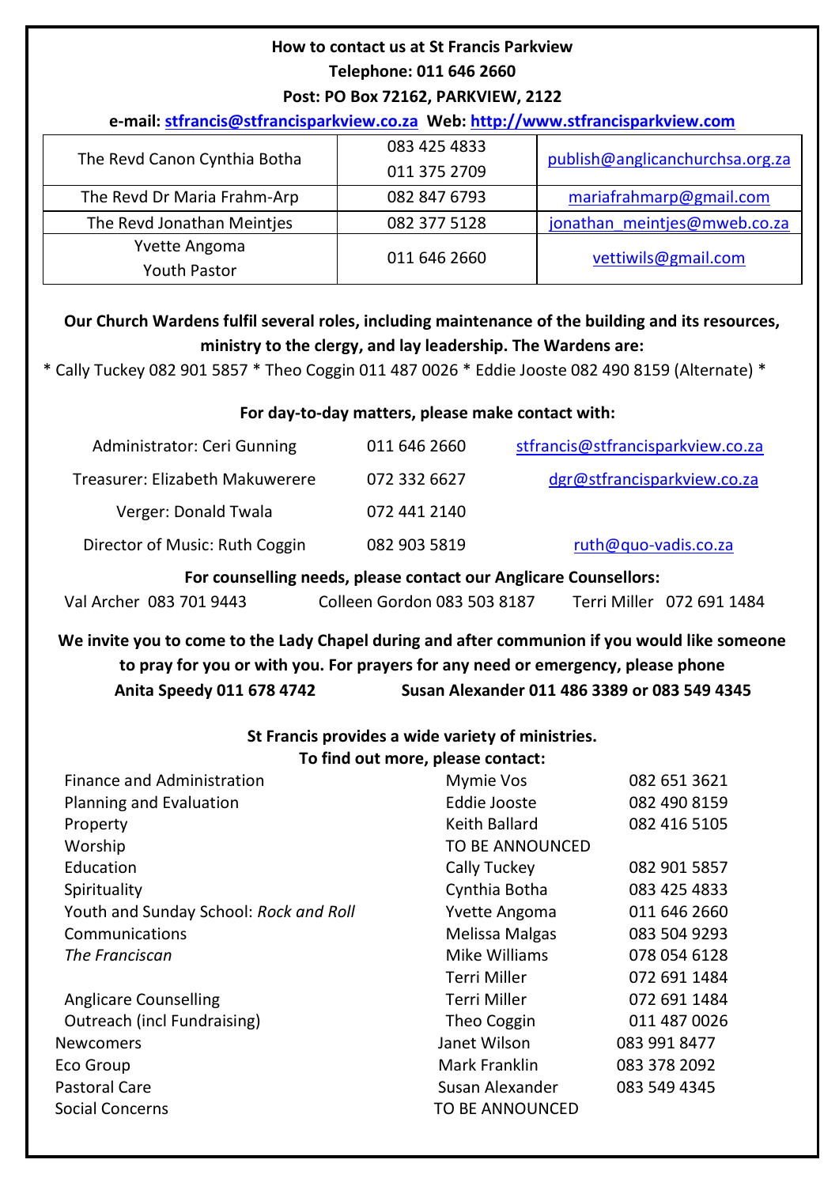**How to contact us at St Francis Parkview**

**Telephone: 011 646 2660**

**Post: PO Box 72162, PARKVIEW, 2122**

**e-mail: stfrancis@stfrancisparkview.co.za Web: http://www.stfrancisparkview.com**

| | | |
|---|---|---|
| The Revd Canon Cynthia Botha | 083 425 4833<br>011 375 2709 | publish@anglicanchurchsa.org.za |
| The Revd Dr Maria Frahm-Arp | 082 847 6793 | mariafrahmarp@gmail.com |
| The Revd Jonathan Meintjes | 082 377 5128 | jonathan_meintjes@mweb.co.za |
| Yvette Angoma<br>Youth Pastor | 011 646 2660 | vettiwils@gmail.com |

**Our Church Wardens fulfil several roles, including maintenance of the building and its resources, ministry to the clergy, and lay leadership. The Wardens are:**

* Cally Tuckey 082 901 5857 * Theo Coggin 011 487 0026 * Eddie Jooste 082 490 8159 (Alternate) *

**For day-to-day matters, please make contact with:**

| | | |
|---|---|---|
| Administrator: Ceri Gunning | 011 646 2660 | stfrancis@stfrancisparkview.co.za |
| Treasurer: Elizabeth Makuwerere | 072 332 6627 | dgr@stfrancisparkview.co.za |
| Verger: Donald Twala | 072 441 2140 | |
| Director of Music: Ruth Coggin | 082 903 5819 | ruth@quo-vadis.co.za |

**For counselling needs, please contact our Anglicare Counsellors:**

Val Archer 083 701 9443 Colleen Gordon 083 503 8187 Terri Miller 072 691 1484

**We invite you to come to the Lady Chapel during and after communion if you would like someone to pray for you or with you. For prayers for any need or emergency, please phone**

**Anita Speedy 011 678 4742 Susan Alexander 011 486 3389 or 083 549 4345**

**St Francis provides a wide variety of ministries.**

**To find out more, please contact:**

| | | |
|---|---|---|
| Finance and Administration | Mymie Vos | 082 651 3621 |
| Planning and Evaluation | Eddie Jooste | 082 490 8159 |
| Property | Keith Ballard | 082 416 5105 |
| Worship | TO BE ANNOUNCED | |
| Education | Cally Tuckey | 082 901 5857 |
| Spirituality | Cynthia Botha | 083 425 4833 |
| Youth and Sunday School: *Rock and Roll* | Yvette Angoma | 011 646 2660 |
| Communications | Melissa Malgas | 083 504 9293 |
| *The Franciscan* | Mike Williams | 078 054 6128 |
| | Terri Miller | 072 691 1484 |
| Anglicare Counselling | Terri Miller | 072 691 1484 |
| Outreach (incl Fundraising) | Theo Coggin | 011 487 0026 |
| Newcomers | Janet Wilson | 083 991 8477 |
| Eco Group | Mark Franklin | 083 378 2092 |
| Pastoral Care | Susan Alexander | 083 549 4345 |
| Social Concerns | TO BE ANNOUNCED | |